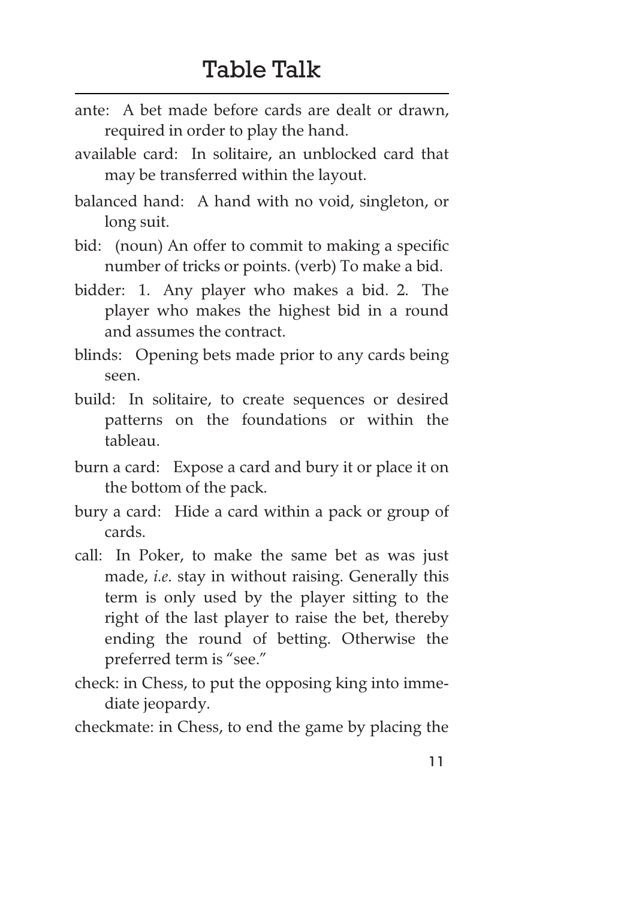# Table Talk

ante: A bet made before cards are dealt or drawn, required in order to play the hand.

available card: In solitaire, an unblocked card that may be transferred within the layout.

balanced hand: A hand with no void, singleton, or long suit.

bid: (noun) An offer to commit to making a specific number of tricks or points. (verb) To make a bid.

bidder: 1. Any player who makes a bid. 2. The player who makes the highest bid in a round and assumes the contract.

blinds: Opening bets made prior to any cards being seen.

build: In solitaire, to create sequences or desired patterns on the foundations or within the tableau.

burn a card: Expose a card and bury it or place it on the bottom of the pack.

bury a card: Hide a card within a pack or group of cards.

call: In Poker, to make the same bet as was just made, *i.e.* stay in without raising. Generally this term is only used by the player sitting to the right of the last player to raise the bet, thereby ending the round of betting. Otherwise the preferred term is "see."

check: in Chess, to put the opposing king into immediate jeopardy.

checkmate: in Chess, to end the game by placing the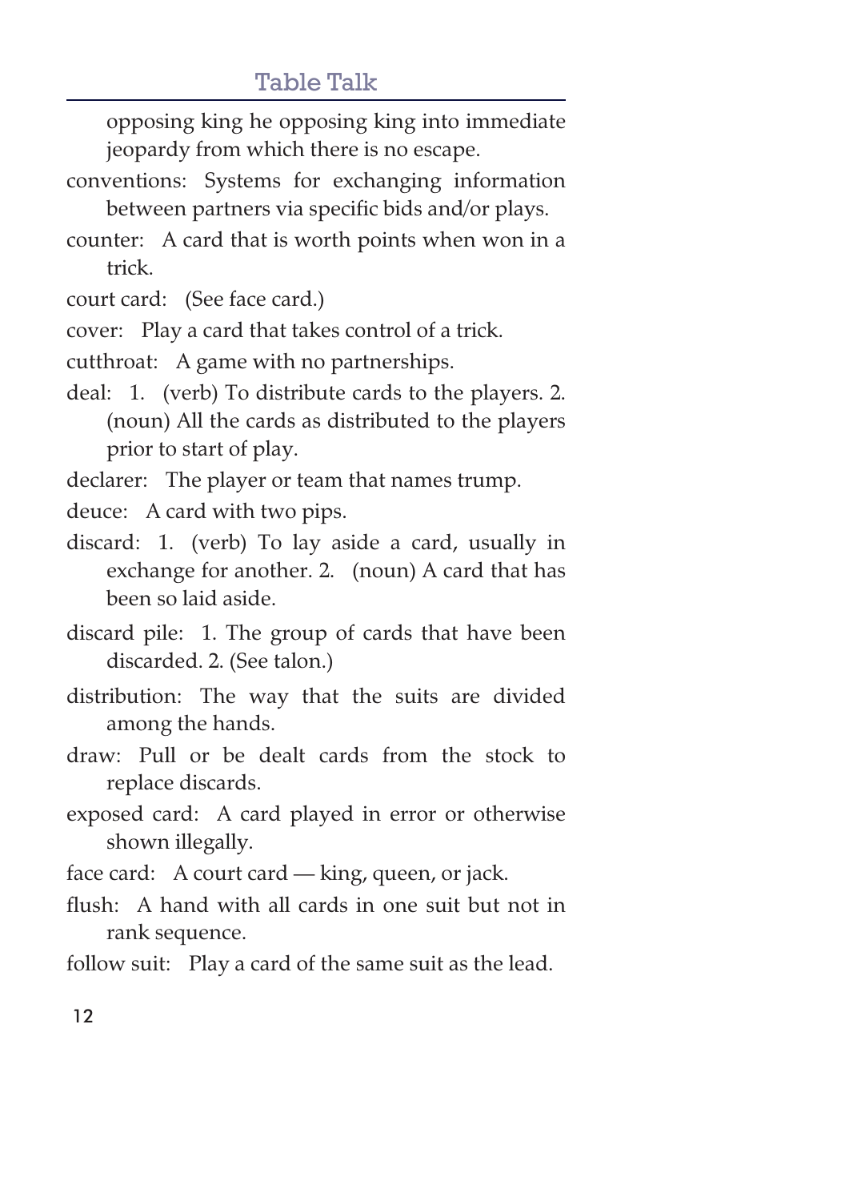opposing king he opposing king into immediate jeopardy from which there is no escape.

conventions: Systems for exchanging information between partners via specific bids and/or plays.

counter: A card that is worth points when won in a trick.

court card: (See face card.)

cover: Play a card that takes control of a trick.

cutthroat: A game with no partnerships.

deal: 1. (verb) To distribute cards to the players. 2. (noun) All the cards as distributed to the players prior to start of play.

declarer: The player or team that names trump.

deuce: A card with two pips.

discard: 1. (verb) To lay aside a card, usually in exchange for another. 2. (noun) A card that has been so laid aside.

discard pile: 1. The group of cards that have been discarded. 2. (See talon.)

distribution: The way that the suits are divided among the hands.

draw: Pull or be dealt cards from the stock to replace discards.

exposed card: A card played in error or otherwise shown illegally.

face card: A court card — king, queen, or jack.

flush: A hand with all cards in one suit but not in rank sequence.

follow suit: Play a card of the same suit as the lead.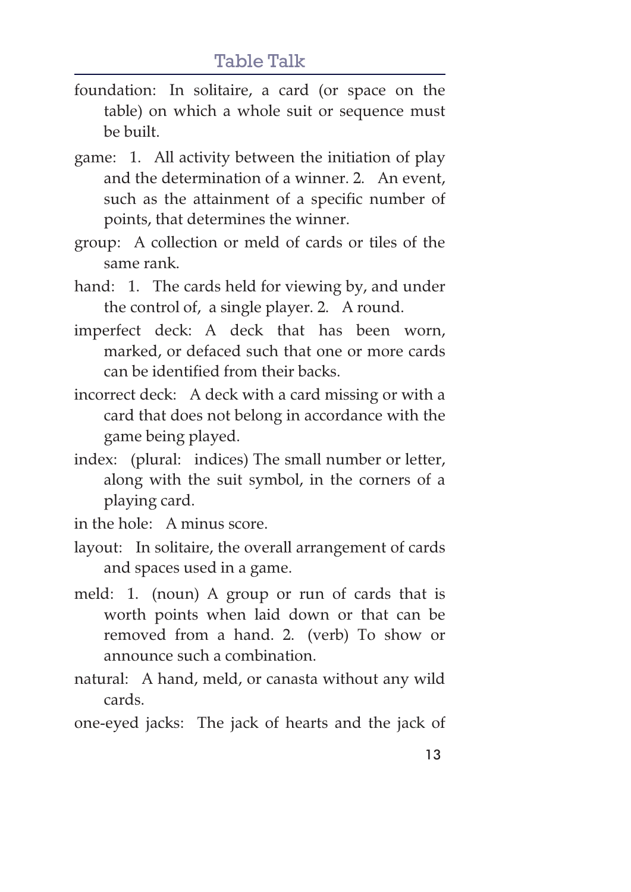foundation: In solitaire, a card (or space on the table) on which a whole suit or sequence must be built.

game: 1. All activity between the initiation of play and the determination of a winner. 2. An event, such as the attainment of a specific number of points, that determines the winner.

group: A collection or meld of cards or tiles of the same rank.

hand: 1. The cards held for viewing by, and under the control of, a single player. 2. A round.

imperfect deck: A deck that has been worn, marked, or defaced such that one or more cards can be identified from their backs.

incorrect deck: A deck with a card missing or with a card that does not belong in accordance with the game being played.

index: (plural: indices) The small number or letter, along with the suit symbol, in the corners of a playing card.

in the hole: A minus score.

layout: In solitaire, the overall arrangement of cards and spaces used in a game.

meld: 1. (noun) A group or run of cards that is worth points when laid down or that can be removed from a hand. 2. (verb) To show or announce such a combination.

natural: A hand, meld, or canasta without any wild cards.

one-eyed jacks: The jack of hearts and the jack of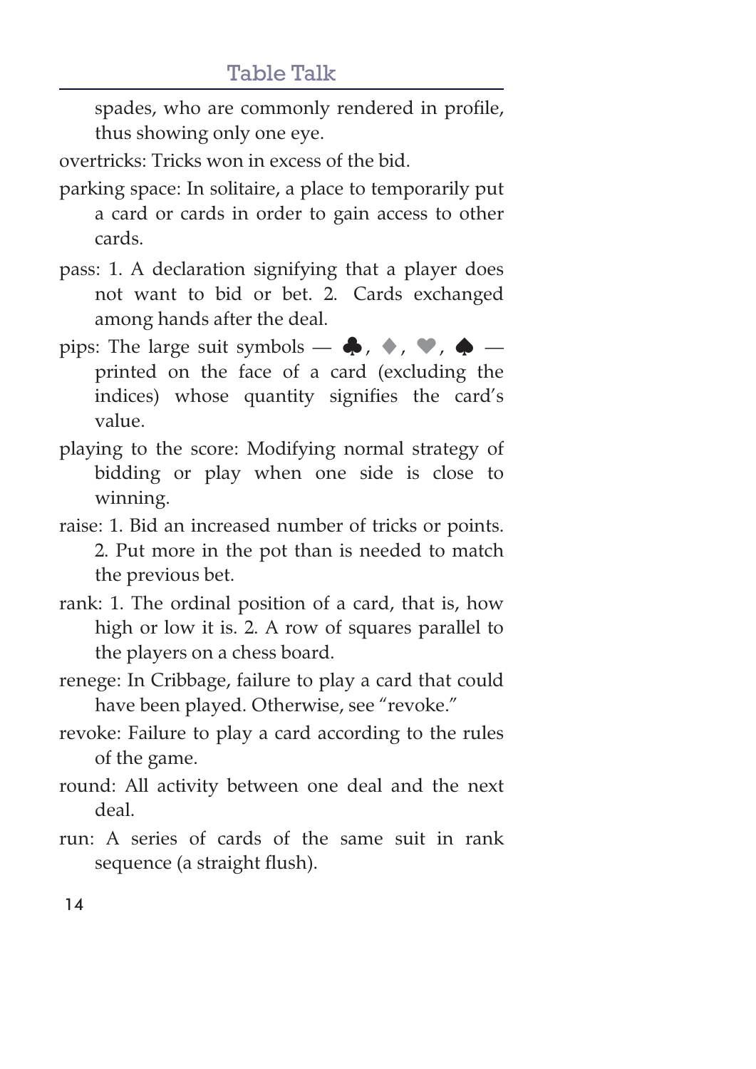spades, who are commonly rendered in profile, thus showing only one eye.

overtricks: Tricks won in excess of the bid.

parking space: In solitaire, a place to temporarily put a card or cards in order to gain access to other cards.

pass: 1. A declaration signifying that a player does not want to bid or bet. 2. Cards exchanged among hands after the deal.

pips: The large suit symbols — ♣, ♦, ♥, ♠ — printed on the face of a card (excluding the indices) whose quantity signifies the card's value.

playing to the score: Modifying normal strategy of bidding or play when one side is close to winning.

raise: 1. Bid an increased number of tricks or points. 2. Put more in the pot than is needed to match the previous bet.

rank: 1. The ordinal position of a card, that is, how high or low it is. 2. A row of squares parallel to the players on a chess board.

renege: In Cribbage, failure to play a card that could have been played. Otherwise, see "revoke."

revoke: Failure to play a card according to the rules of the game.

round: All activity between one deal and the next deal.

run: A series of cards of the same suit in rank sequence (a straight flush).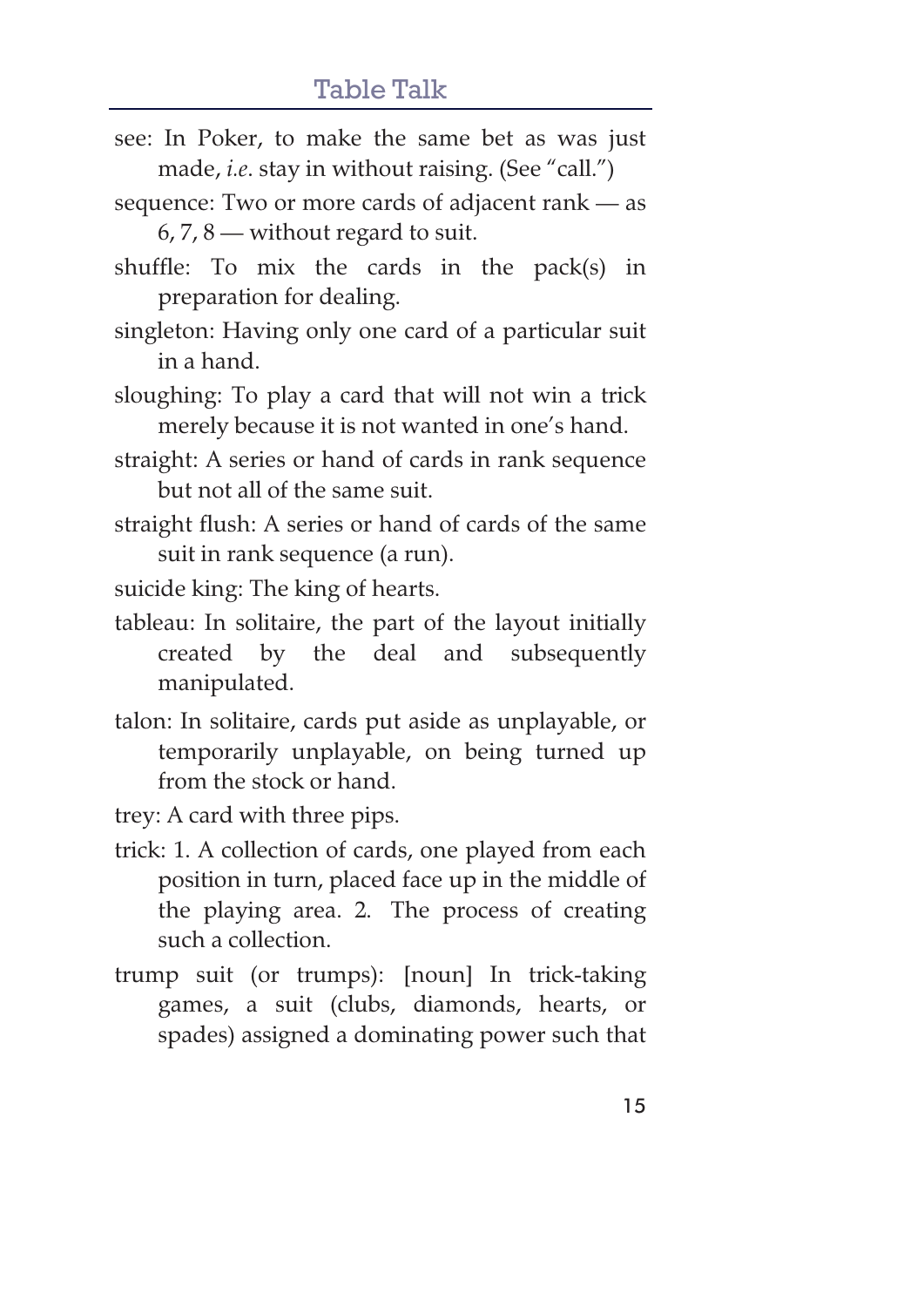see: In Poker, to make the same bet as was just made, *i.e.* stay in without raising. (See "call.")

sequence: Two or more cards of adjacent rank — as 6, 7, 8 — without regard to suit.

shuffle: To mix the cards in the pack(s) in preparation for dealing.

singleton: Having only one card of a particular suit in a hand.

sloughing: To play a card that will not win a trick merely because it is not wanted in one's hand.

straight: A series or hand of cards in rank sequence but not all of the same suit.

straight flush: A series or hand of cards of the same suit in rank sequence (a run).

suicide king: The king of hearts.

tableau: In solitaire, the part of the layout initially created by the deal and subsequently manipulated.

talon: In solitaire, cards put aside as unplayable, or temporarily unplayable, on being turned up from the stock or hand.

trey: A card with three pips.

trick: 1. A collection of cards, one played from each position in turn, placed face up in the middle of the playing area. 2. The process of creating such a collection.

trump suit (or trumps): [noun] In trick-taking games, a suit (clubs, diamonds, hearts, or spades) assigned a dominating power such that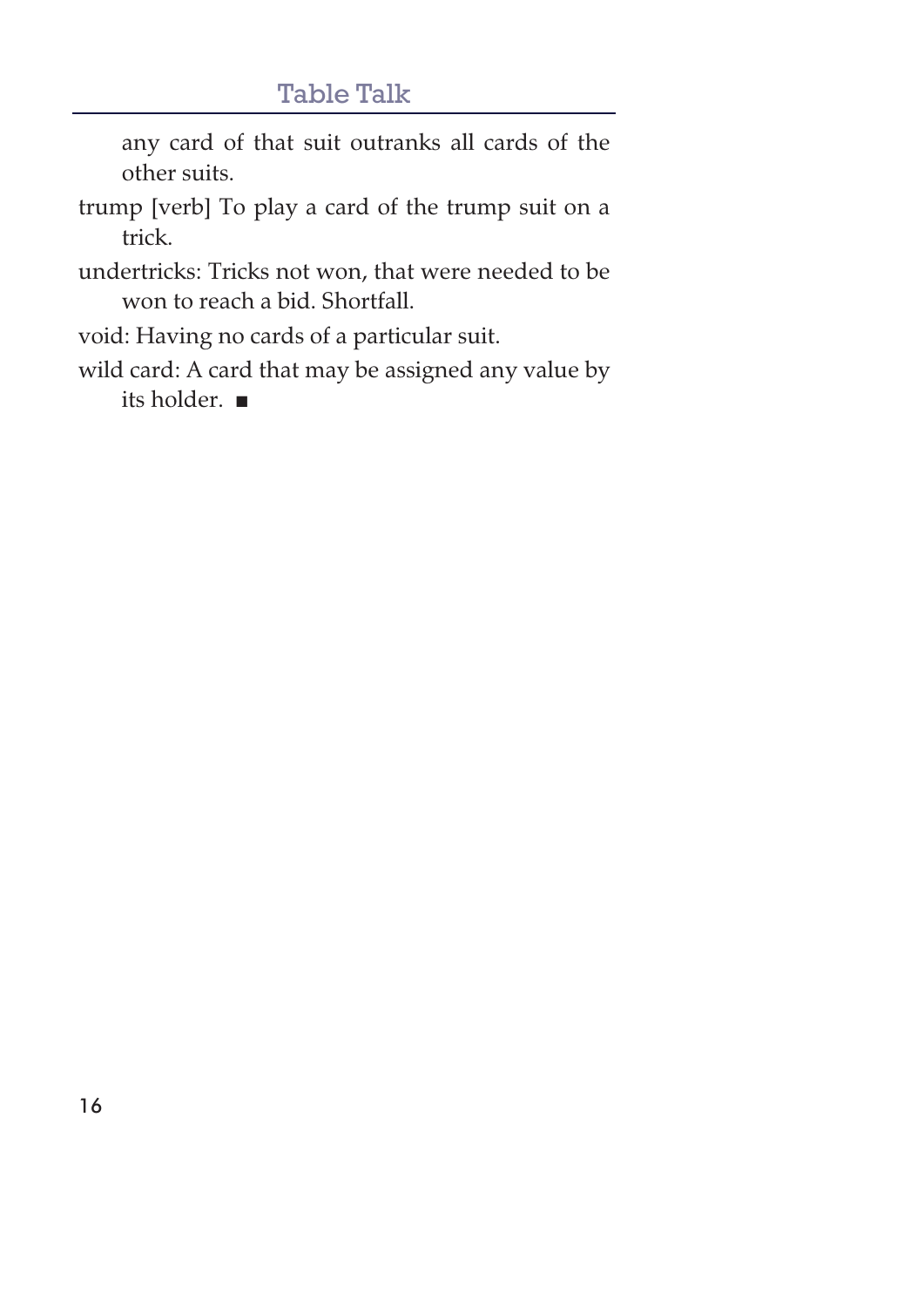any card of that suit outranks all cards of the other suits.

trump [verb] To play a card of the trump suit on a trick.

undertricks: Tricks not won, that were needed to be won to reach a bid. Shortfall.

void: Having no cards of a particular suit.

wild card: A card that may be assigned any value by its holder. ■